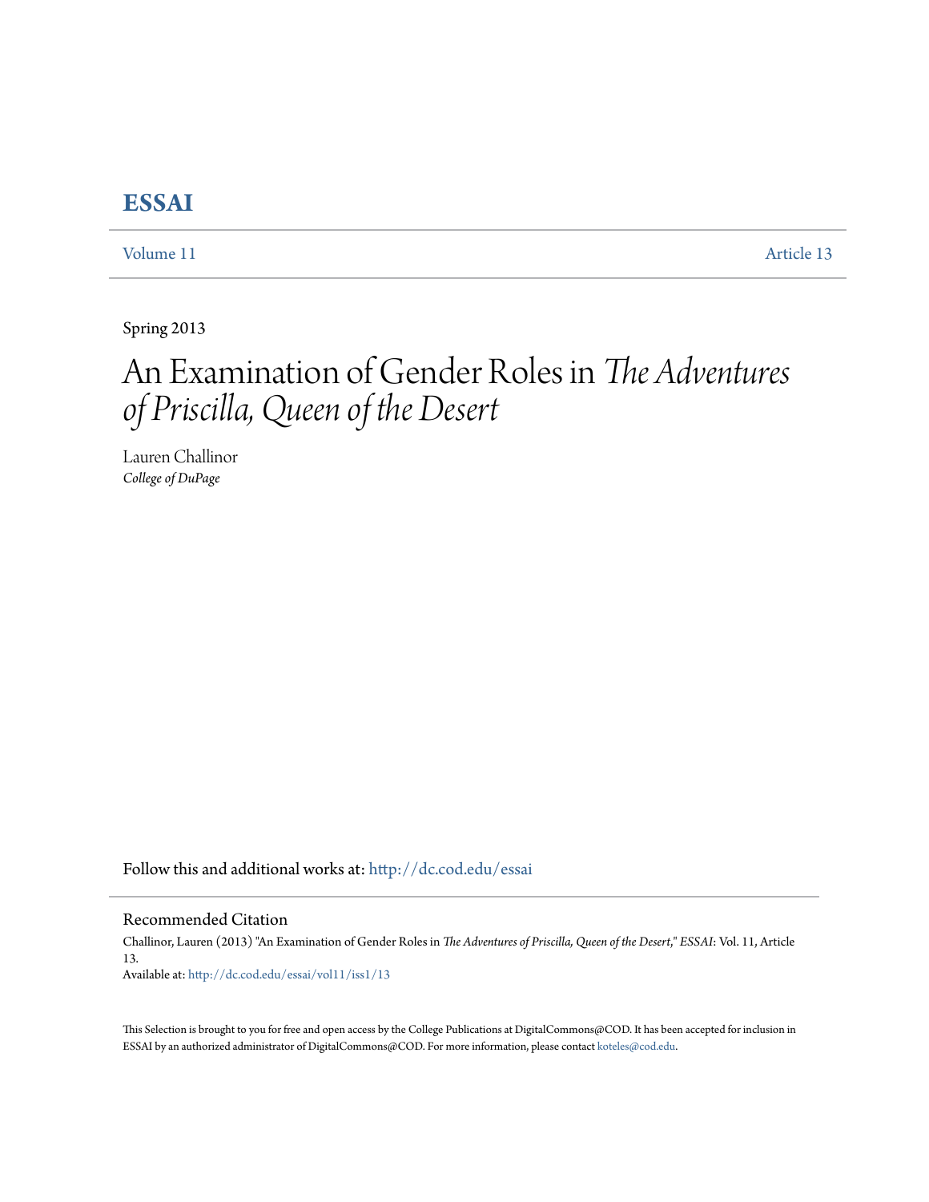# ESSAI

Volume 11 | Article 13

Spring 2013

# An Examination of Gender Roles in *The Adventures of Priscilla, Queen of the Desert*

Lauren Challinor
*College of DuPage*

Follow this and additional works at: http://dc.cod.edu/essai

## Recommended Citation

Challinor, Lauren (2013) "An Examination of Gender Roles in *The Adventures of Priscilla, Queen of the Desert*," *ESSAI*: Vol. 11, Article 13.
Available at: http://dc.cod.edu/essai/vol11/iss1/13

This Selection is brought to you for free and open access by the College Publications at DigitalCommons@COD. It has been accepted for inclusion in ESSAI by an authorized administrator of DigitalCommons@COD. For more information, please contact koteles@cod.edu.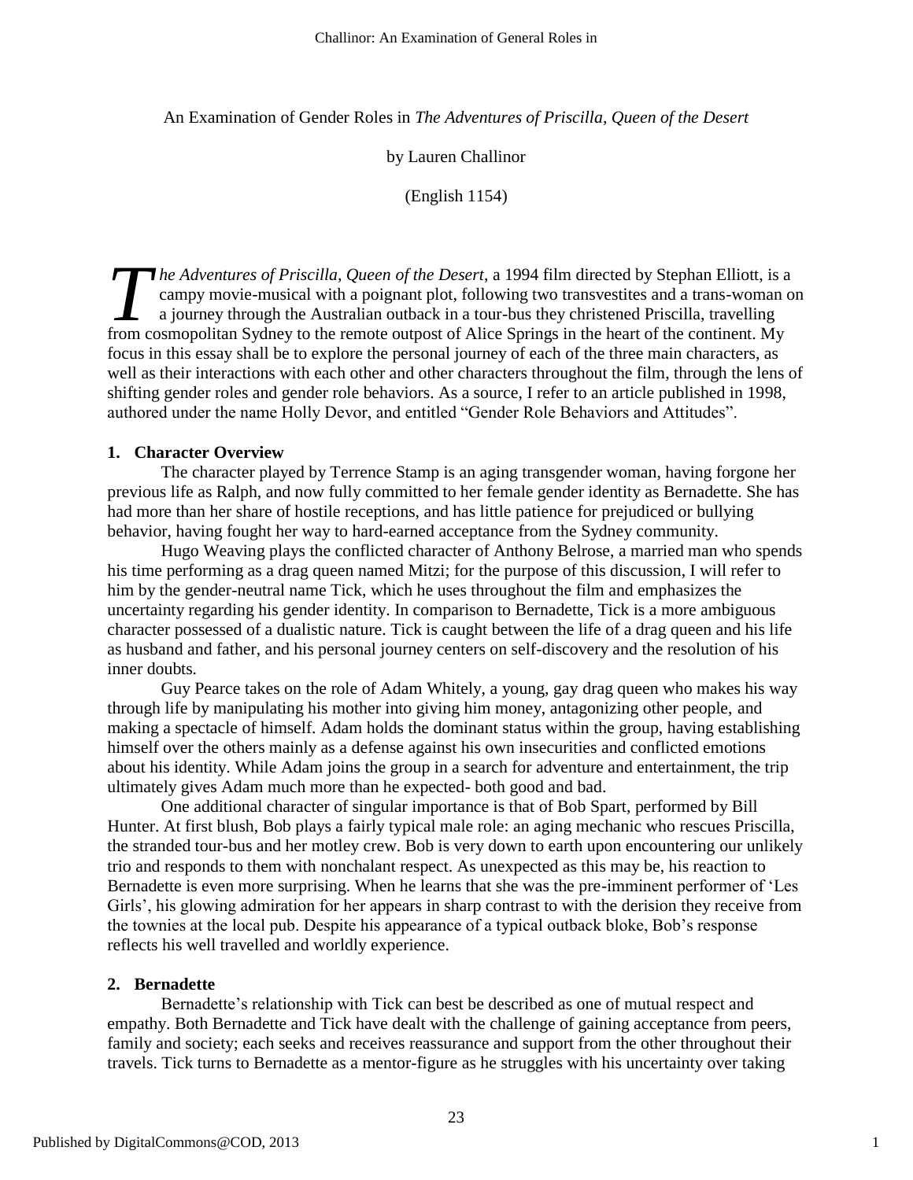An Examination of Gender Roles in *The Adventures of Priscilla, Queen of the Desert*

by Lauren Challinor

(English 1154)

*The Adventures of Priscilla, Queen of the Desert*, a 1994 film directed by Stephan Elliott, is a campy movie-musical with a poignant plot, following two transvestites and a trans-woman on a journey through the Australian outback in a tour-bus they christened Priscilla, travelling from cosmopolitan Sydney to the remote outpost of Alice Springs in the heart of the continent. My focus in this essay shall be to explore the personal journey of each of the three main characters, as well as their interactions with each other and other characters throughout the film, through the lens of shifting gender roles and gender role behaviors. As a source, I refer to an article published in 1998, authored under the name Holly Devor, and entitled "Gender Role Behaviors and Attitudes".

**1. Character Overview**

The character played by Terrence Stamp is an aging transgender woman, having forgone her previous life as Ralph, and now fully committed to her female gender identity as Bernadette. She has had more than her share of hostile receptions, and has little patience for prejudiced or bullying behavior, having fought her way to hard-earned acceptance from the Sydney community.

Hugo Weaving plays the conflicted character of Anthony Belrose, a married man who spends his time performing as a drag queen named Mitzi; for the purpose of this discussion, I will refer to him by the gender-neutral name Tick, which he uses throughout the film and emphasizes the uncertainty regarding his gender identity. In comparison to Bernadette, Tick is a more ambiguous character possessed of a dualistic nature. Tick is caught between the life of a drag queen and his life as husband and father, and his personal journey centers on self-discovery and the resolution of his inner doubts.

Guy Pearce takes on the role of Adam Whitely, a young, gay drag queen who makes his way through life by manipulating his mother into giving him money, antagonizing other people, and making a spectacle of himself. Adam holds the dominant status within the group, having establishing himself over the others mainly as a defense against his own insecurities and conflicted emotions about his identity. While Adam joins the group in a search for adventure and entertainment, the trip ultimately gives Adam much more than he expected- both good and bad.

One additional character of singular importance is that of Bob Spart, performed by Bill Hunter. At first blush, Bob plays a fairly typical male role: an aging mechanic who rescues Priscilla, the stranded tour-bus and her motley crew. Bob is very down to earth upon encountering our unlikely trio and responds to them with nonchalant respect. As unexpected as this may be, his reaction to Bernadette is even more surprising. When he learns that she was the pre-imminent performer of 'Les Girls', his glowing admiration for her appears in sharp contrast to with the derision they receive from the townies at the local pub. Despite his appearance of a typical outback bloke, Bob's response reflects his well travelled and worldly experience.

**2. Bernadette**

Bernadette's relationship with Tick can best be described as one of mutual respect and empathy. Both Bernadette and Tick have dealt with the challenge of gaining acceptance from peers, family and society; each seeks and receives reassurance and support from the other throughout their travels. Tick turns to Bernadette as a mentor-figure as he struggles with his uncertainty over taking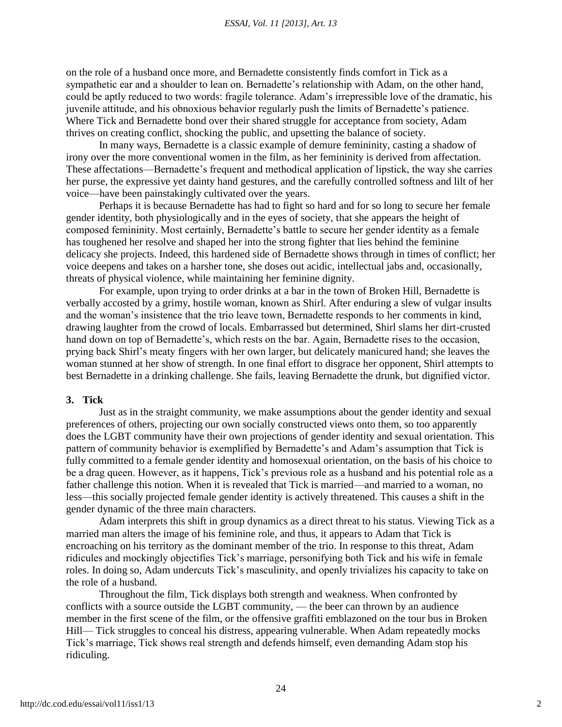on the role of a husband once more, and Bernadette consistently finds comfort in Tick as a sympathetic ear and a shoulder to lean on. Bernadette's relationship with Adam, on the other hand, could be aptly reduced to two words: fragile tolerance. Adam's irrepressible love of the dramatic, his juvenile attitude, and his obnoxious behavior regularly push the limits of Bernadette's patience. Where Tick and Bernadette bond over their shared struggle for acceptance from society, Adam thrives on creating conflict, shocking the public, and upsetting the balance of society.

In many ways, Bernadette is a classic example of demure femininity, casting a shadow of irony over the more conventional women in the film, as her femininity is derived from affectation. These affectations—Bernadette's frequent and methodical application of lipstick, the way she carries her purse, the expressive yet dainty hand gestures, and the carefully controlled softness and lilt of her voice—have been painstakingly cultivated over the years.

Perhaps it is because Bernadette has had to fight so hard and for so long to secure her female gender identity, both physiologically and in the eyes of society, that she appears the height of composed femininity. Most certainly, Bernadette's battle to secure her gender identity as a female has toughened her resolve and shaped her into the strong fighter that lies behind the feminine delicacy she projects. Indeed, this hardened side of Bernadette shows through in times of conflict; her voice deepens and takes on a harsher tone, she doses out acidic, intellectual jabs and, occasionally, threats of physical violence, while maintaining her feminine dignity.

For example, upon trying to order drinks at a bar in the town of Broken Hill, Bernadette is verbally accosted by a grimy, hostile woman, known as Shirl. After enduring a slew of vulgar insults and the woman's insistence that the trio leave town, Bernadette responds to her comments in kind, drawing laughter from the crowd of locals. Embarrassed but determined, Shirl slams her dirt-crusted hand down on top of Bernadette's, which rests on the bar. Again, Bernadette rises to the occasion, prying back Shirl's meaty fingers with her own larger, but delicately manicured hand; she leaves the woman stunned at her show of strength. In one final effort to disgrace her opponent, Shirl attempts to best Bernadette in a drinking challenge. She fails, leaving Bernadette the drunk, but dignified victor.

### 3. Tick

Just as in the straight community, we make assumptions about the gender identity and sexual preferences of others, projecting our own socially constructed views onto them, so too apparently does the LGBT community have their own projections of gender identity and sexual orientation. This pattern of community behavior is exemplified by Bernadette's and Adam's assumption that Tick is fully committed to a female gender identity and homosexual orientation, on the basis of his choice to be a drag queen. However, as it happens, Tick's previous role as a husband and his potential role as a father challenge this notion. When it is revealed that Tick is married—and married to a woman, no less—this socially projected female gender identity is actively threatened. This causes a shift in the gender dynamic of the three main characters.

Adam interprets this shift in group dynamics as a direct threat to his status. Viewing Tick as a married man alters the image of his feminine role, and thus, it appears to Adam that Tick is encroaching on his territory as the dominant member of the trio. In response to this threat, Adam ridicules and mockingly objectifies Tick's marriage, personifying both Tick and his wife in female roles. In doing so, Adam undercuts Tick's masculinity, and openly trivializes his capacity to take on the role of a husband.

Throughout the film, Tick displays both strength and weakness. When confronted by conflicts with a source outside the LGBT community, — the beer can thrown by an audience member in the first scene of the film, or the offensive graffiti emblazoned on the tour bus in Broken Hill— Tick struggles to conceal his distress, appearing vulnerable. When Adam repeatedly mocks Tick's marriage, Tick shows real strength and defends himself, even demanding Adam stop his ridiculing.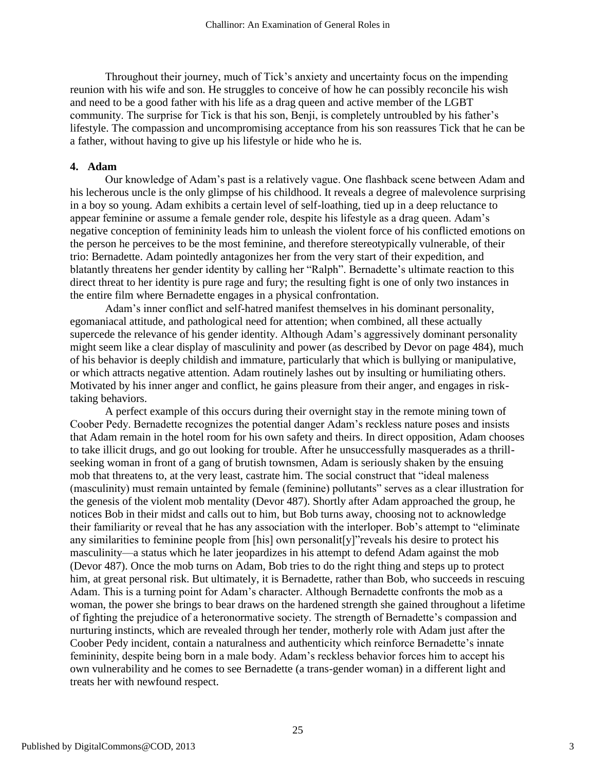Throughout their journey, much of Tick's anxiety and uncertainty focus on the impending reunion with his wife and son. He struggles to conceive of how he can possibly reconcile his wish and need to be a good father with his life as a drag queen and active member of the LGBT community. The surprise for Tick is that his son, Benji, is completely untroubled by his father's lifestyle. The compassion and uncompromising acceptance from his son reassures Tick that he can be a father, without having to give up his lifestyle or hide who he is.

### 4. Adam

Our knowledge of Adam's past is a relatively vague. One flashback scene between Adam and his lecherous uncle is the only glimpse of his childhood. It reveals a degree of malevolence surprising in a boy so young. Adam exhibits a certain level of self-loathing, tied up in a deep reluctance to appear feminine or assume a female gender role, despite his lifestyle as a drag queen. Adam's negative conception of femininity leads him to unleash the violent force of his conflicted emotions on the person he perceives to be the most feminine, and therefore stereotypically vulnerable, of their trio: Bernadette. Adam pointedly antagonizes her from the very start of their expedition, and blatantly threatens her gender identity by calling her "Ralph". Bernadette's ultimate reaction to this direct threat to her identity is pure rage and fury; the resulting fight is one of only two instances in the entire film where Bernadette engages in a physical confrontation.

Adam's inner conflict and self-hatred manifest themselves in his dominant personality, egomaniacal attitude, and pathological need for attention; when combined, all these actually supercede the relevance of his gender identity. Although Adam's aggressively dominant personality might seem like a clear display of masculinity and power (as described by Devor on page 484), much of his behavior is deeply childish and immature, particularly that which is bullying or manipulative, or which attracts negative attention. Adam routinely lashes out by insulting or humiliating others. Motivated by his inner anger and conflict, he gains pleasure from their anger, and engages in risk-taking behaviors.

A perfect example of this occurs during their overnight stay in the remote mining town of Coober Pedy. Bernadette recognizes the potential danger Adam's reckless nature poses and insists that Adam remain in the hotel room for his own safety and theirs. In direct opposition, Adam chooses to take illicit drugs, and go out looking for trouble. After he unsuccessfully masquerades as a thrill-seeking woman in front of a gang of brutish townsmen, Adam is seriously shaken by the ensuing mob that threatens to, at the very least, castrate him. The social construct that "ideal maleness (masculinity) must remain untainted by female (feminine) pollutants" serves as a clear illustration for the genesis of the violent mob mentality (Devor 487). Shortly after Adam approached the group, he notices Bob in their midst and calls out to him, but Bob turns away, choosing not to acknowledge their familiarity or reveal that he has any association with the interloper. Bob's attempt to "eliminate any similarities to feminine people from [his] own personalit[y]"reveals his desire to protect his masculinity—a status which he later jeopardizes in his attempt to defend Adam against the mob (Devor 487). Once the mob turns on Adam, Bob tries to do the right thing and steps up to protect him, at great personal risk. But ultimately, it is Bernadette, rather than Bob, who succeeds in rescuing Adam. This is a turning point for Adam's character. Although Bernadette confronts the mob as a woman, the power she brings to bear draws on the hardened strength she gained throughout a lifetime of fighting the prejudice of a heteronormative society. The strength of Bernadette's compassion and nurturing instincts, which are revealed through her tender, motherly role with Adam just after the Coober Pedy incident, contain a naturalness and authenticity which reinforce Bernadette's innate femininity, despite being born in a male body. Adam's reckless behavior forces him to accept his own vulnerability and he comes to see Bernadette (a trans-gender woman) in a different light and treats her with newfound respect.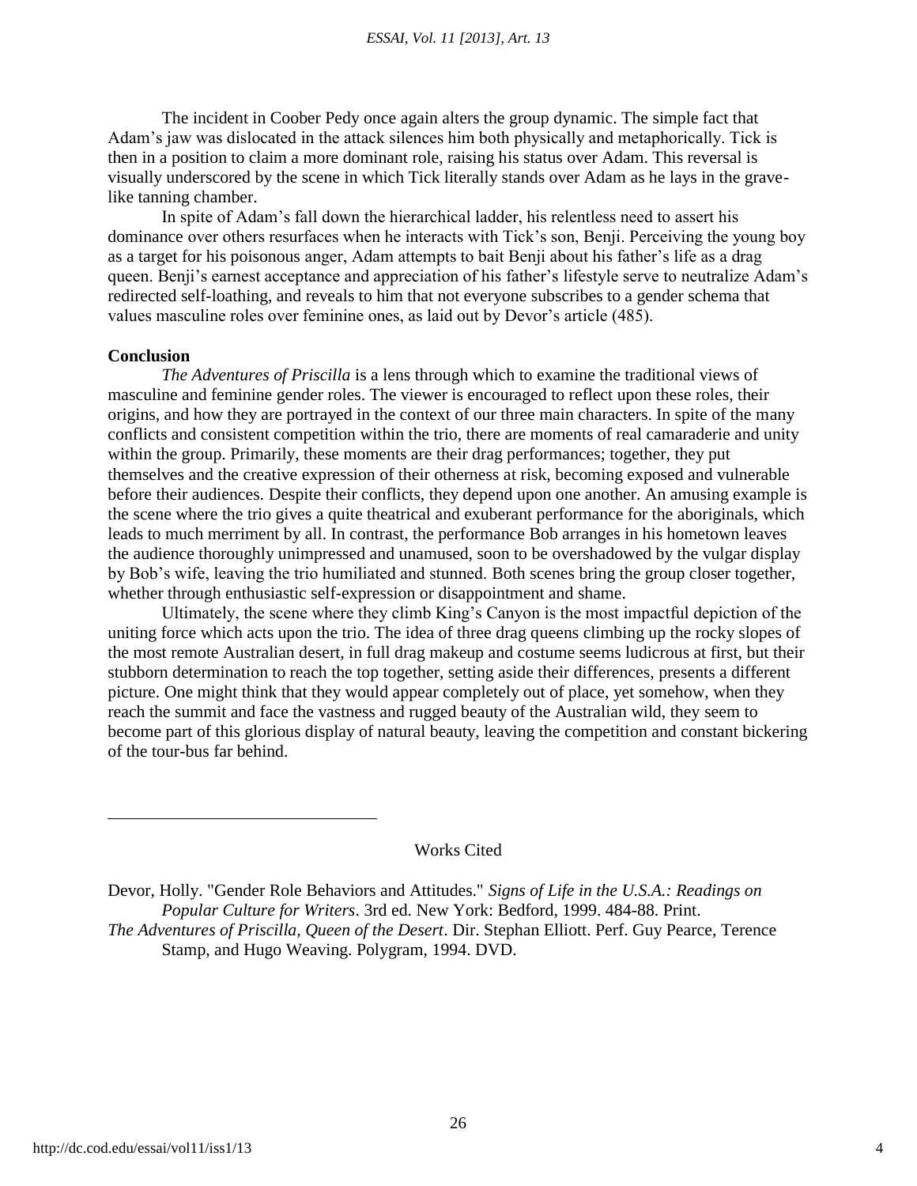The incident in Coober Pedy once again alters the group dynamic. The simple fact that Adam's jaw was dislocated in the attack silences him both physically and metaphorically. Tick is then in a position to claim a more dominant role, raising his status over Adam. This reversal is visually underscored by the scene in which Tick literally stands over Adam as he lays in the grave-like tanning chamber.

In spite of Adam's fall down the hierarchical ladder, his relentless need to assert his dominance over others resurfaces when he interacts with Tick's son, Benji. Perceiving the young boy as a target for his poisonous anger, Adam attempts to bait Benji about his father's life as a drag queen. Benji's earnest acceptance and appreciation of his father's lifestyle serve to neutralize Adam's redirected self-loathing, and reveals to him that not everyone subscribes to a gender schema that values masculine roles over feminine ones, as laid out by Devor's article (485).

**Conclusion**

*The Adventures of Priscilla* is a lens through which to examine the traditional views of masculine and feminine gender roles. The viewer is encouraged to reflect upon these roles, their origins, and how they are portrayed in the context of our three main characters. In spite of the many conflicts and consistent competition within the trio, there are moments of real camaraderie and unity within the group. Primarily, these moments are their drag performances; together, they put themselves and the creative expression of their otherness at risk, becoming exposed and vulnerable before their audiences. Despite their conflicts, they depend upon one another. An amusing example is the scene where the trio gives a quite theatrical and exuberant performance for the aboriginals, which leads to much merriment by all. In contrast, the performance Bob arranges in his hometown leaves the audience thoroughly unimpressed and unamused, soon to be overshadowed by the vulgar display by Bob's wife, leaving the trio humiliated and stunned. Both scenes bring the group closer together, whether through enthusiastic self-expression or disappointment and shame.

Ultimately, the scene where they climb King's Canyon is the most impactful depiction of the uniting force which acts upon the trio. The idea of three drag queens climbing up the rocky slopes of the most remote Australian desert, in full drag makeup and costume seems ludicrous at first, but their stubborn determination to reach the top together, setting aside their differences, presents a different picture. One might think that they would appear completely out of place, yet somehow, when they reach the summit and face the vastness and rugged beauty of the Australian wild, they seem to become part of this glorious display of natural beauty, leaving the competition and constant bickering of the tour-bus far behind.

---

Works Cited

Devor, Holly. "Gender Role Behaviors and Attitudes." *Signs of Life in the U.S.A.: Readings on Popular Culture for Writers*. 3rd ed. New York: Bedford, 1999. 484-88. Print.

*The Adventures of Priscilla, Queen of the Desert*. Dir. Stephan Elliott. Perf. Guy Pearce, Terence Stamp, and Hugo Weaving. Polygram, 1994. DVD.